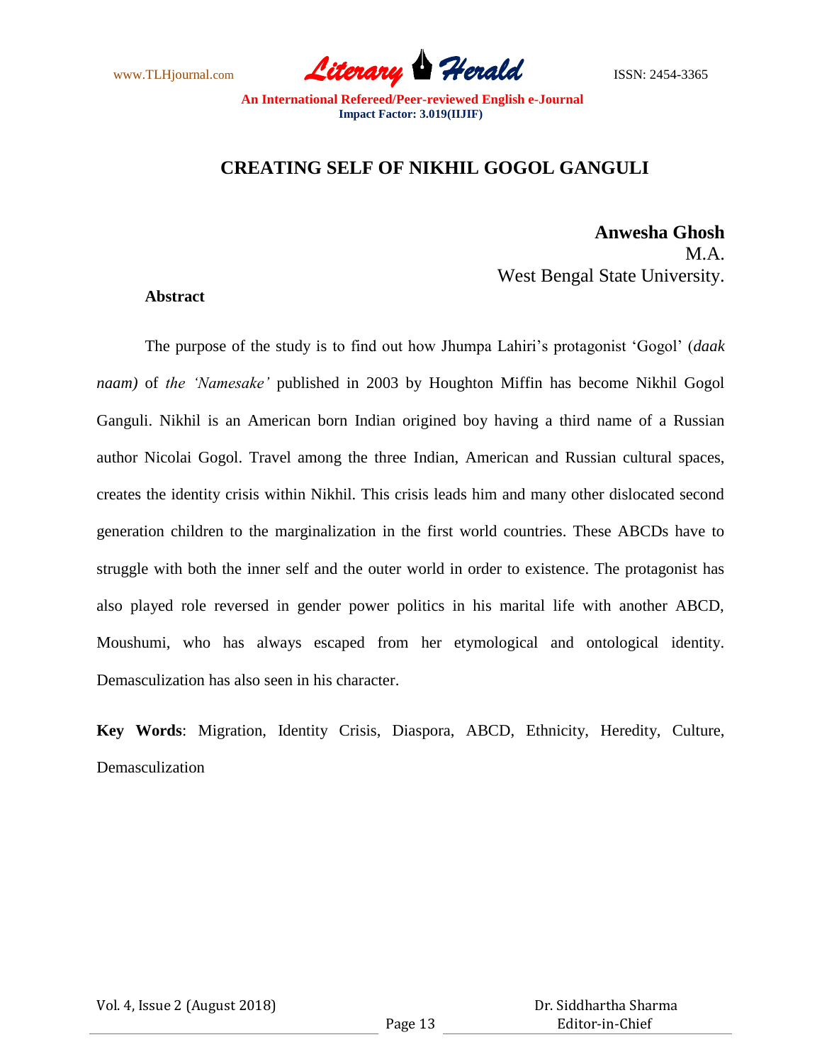# CREATING SELF OF NIKHIL GOGOL GANGULI

**Anwesha Ghosh**
M.A.
West Bengal State University.

**Abstract**

The purpose of the study is to find out how Jhumpa Lahiri's protagonist 'Gogol' (*daak naam)* of *the 'Namesake'* published in 2003 by Houghton Miffin has become Nikhil Gogol Ganguli. Nikhil is an American born Indian origined boy having a third name of a Russian author Nicolai Gogol. Travel among the three Indian, American and Russian cultural spaces, creates the identity crisis within Nikhil. This crisis leads him and many other dislocated second generation children to the marginalization in the first world countries. These ABCDs have to struggle with both the inner self and the outer world in order to existence. The protagonist has also played role reversed in gender power politics in his marital life with another ABCD, Moushumi, who has always escaped from her etymological and ontological identity. Demasculization has also seen in his character.

**Key Words**: Migration, Identity Crisis, Diaspora, ABCD, Ethnicity, Heredity, Culture, Demasculization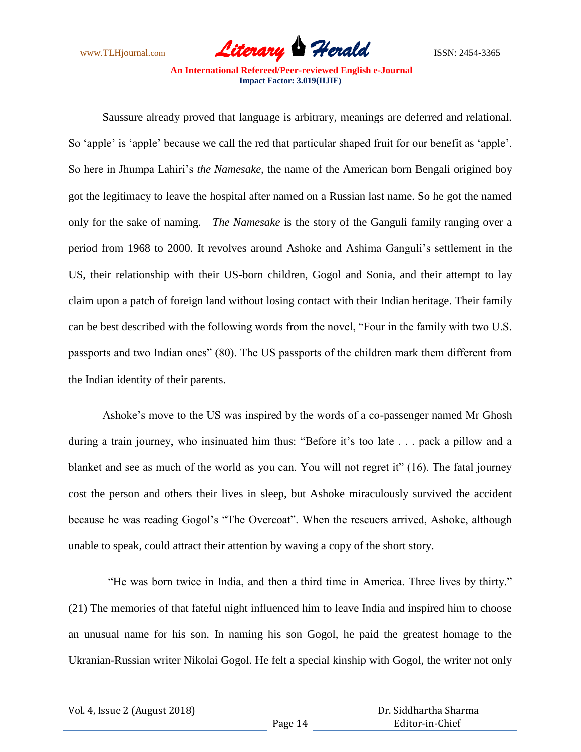Saussure already proved that language is arbitrary, meanings are deferred and relational. So 'apple' is 'apple' because we call the red that particular shaped fruit for our benefit as 'apple'. So here in Jhumpa Lahiri's *the Namesake,* the name of the American born Bengali origined boy got the legitimacy to leave the hospital after named on a Russian last name. So he got the named only for the sake of naming. *The Namesake* is the story of the Ganguli family ranging over a period from 1968 to 2000. It revolves around Ashoke and Ashima Ganguli's settlement in the US, their relationship with their US-born children, Gogol and Sonia, and their attempt to lay claim upon a patch of foreign land without losing contact with their Indian heritage. Their family can be best described with the following words from the novel, "Four in the family with two U.S. passports and two Indian ones" (80). The US passports of the children mark them different from the Indian identity of their parents.

Ashoke's move to the US was inspired by the words of a co-passenger named Mr Ghosh during a train journey, who insinuated him thus: "Before it's too late . . . pack a pillow and a blanket and see as much of the world as you can. You will not regret it" (16). The fatal journey cost the person and others their lives in sleep, but Ashoke miraculously survived the accident because he was reading Gogol's "The Overcoat". When the rescuers arrived, Ashoke, although unable to speak, could attract their attention by waving a copy of the short story.

"He was born twice in India, and then a third time in America. Three lives by thirty." (21) The memories of that fateful night influenced him to leave India and inspired him to choose an unusual name for his son. In naming his son Gogol, he paid the greatest homage to the Ukranian-Russian writer Nikolai Gogol. He felt a special kinship with Gogol, the writer not only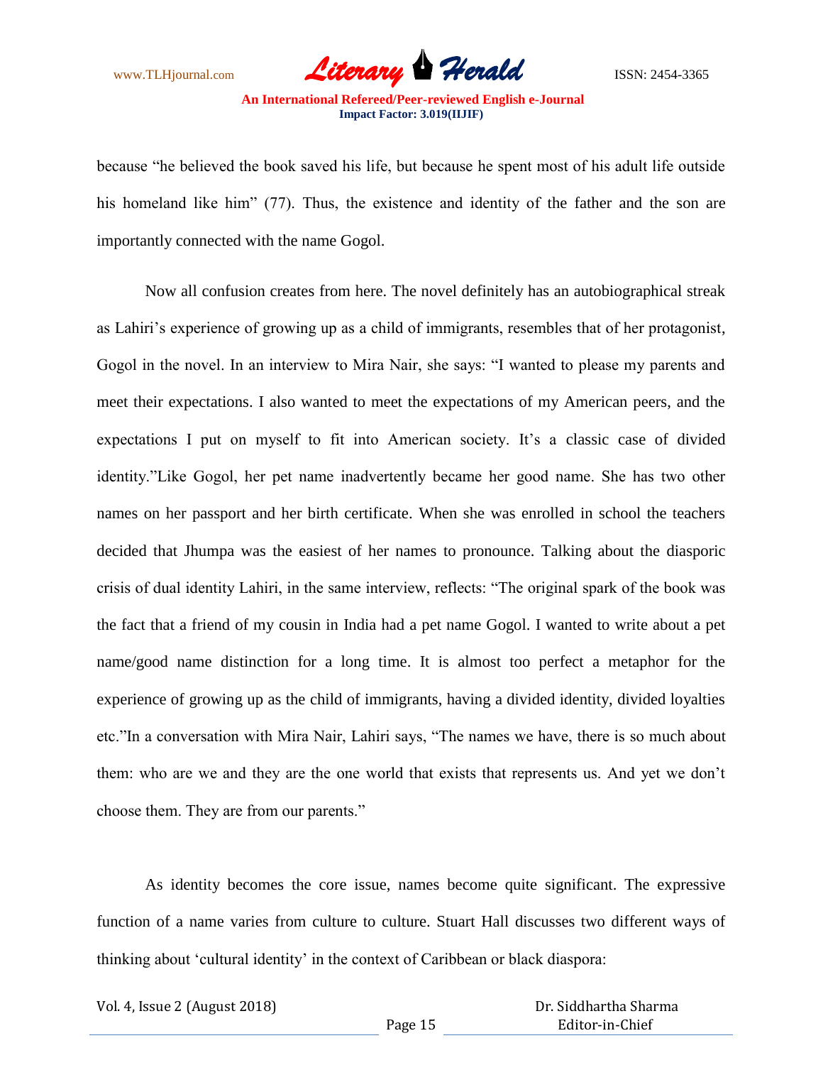because "he believed the book saved his life, but because he spent most of his adult life outside his homeland like him" (77). Thus, the existence and identity of the father and the son are importantly connected with the name Gogol.

Now all confusion creates from here. The novel definitely has an autobiographical streak as Lahiri's experience of growing up as a child of immigrants, resembles that of her protagonist, Gogol in the novel. In an interview to Mira Nair, she says: "I wanted to please my parents and meet their expectations. I also wanted to meet the expectations of my American peers, and the expectations I put on myself to fit into American society. It's a classic case of divided identity."Like Gogol, her pet name inadvertently became her good name. She has two other names on her passport and her birth certificate. When she was enrolled in school the teachers decided that Jhumpa was the easiest of her names to pronounce. Talking about the diasporic crisis of dual identity Lahiri, in the same interview, reflects: "The original spark of the book was the fact that a friend of my cousin in India had a pet name Gogol. I wanted to write about a pet name/good name distinction for a long time. It is almost too perfect a metaphor for the experience of growing up as the child of immigrants, having a divided identity, divided loyalties etc."In a conversation with Mira Nair, Lahiri says, "The names we have, there is so much about them: who are we and they are the one world that exists that represents us. And yet we don't choose them. They are from our parents."

As identity becomes the core issue, names become quite significant. The expressive function of a name varies from culture to culture. Stuart Hall discusses two different ways of thinking about 'cultural identity' in the context of Caribbean or black diaspora: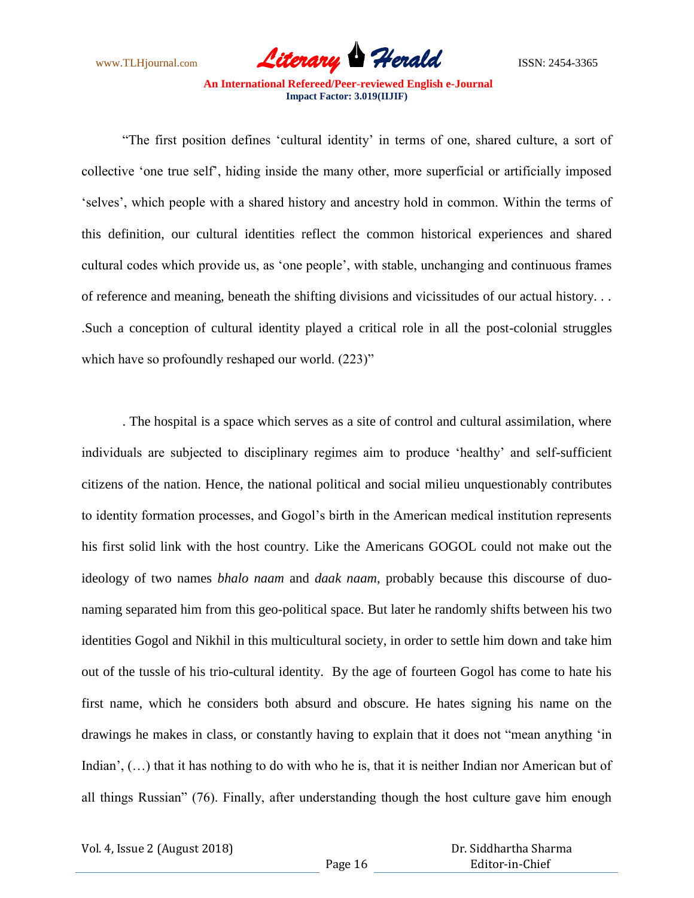"The first position defines 'cultural identity' in terms of one, shared culture, a sort of collective 'one true self', hiding inside the many other, more superficial or artificially imposed 'selves', which people with a shared history and ancestry hold in common. Within the terms of this definition, our cultural identities reflect the common historical experiences and shared cultural codes which provide us, as 'one people', with stable, unchanging and continuous frames of reference and meaning, beneath the shifting divisions and vicissitudes of our actual history. . . .Such a conception of cultural identity played a critical role in all the post-colonial struggles which have so profoundly reshaped our world. (223)"

. The hospital is a space which serves as a site of control and cultural assimilation, where individuals are subjected to disciplinary regimes aim to produce 'healthy' and self-sufficient citizens of the nation. Hence, the national political and social milieu unquestionably contributes to identity formation processes, and Gogol's birth in the American medical institution represents his first solid link with the host country. Like the Americans GOGOL could not make out the ideology of two names *bhalo naam* and *daak naam*, probably because this discourse of duo-naming separated him from this geo-political space. But later he randomly shifts between his two identities Gogol and Nikhil in this multicultural society, in order to settle him down and take him out of the tussle of his trio-cultural identity. By the age of fourteen Gogol has come to hate his first name, which he considers both absurd and obscure. He hates signing his name on the drawings he makes in class, or constantly having to explain that it does not "mean anything 'in Indian', (…) that it has nothing to do with who he is, that it is neither Indian nor American but of all things Russian" (76). Finally, after understanding though the host culture gave him enough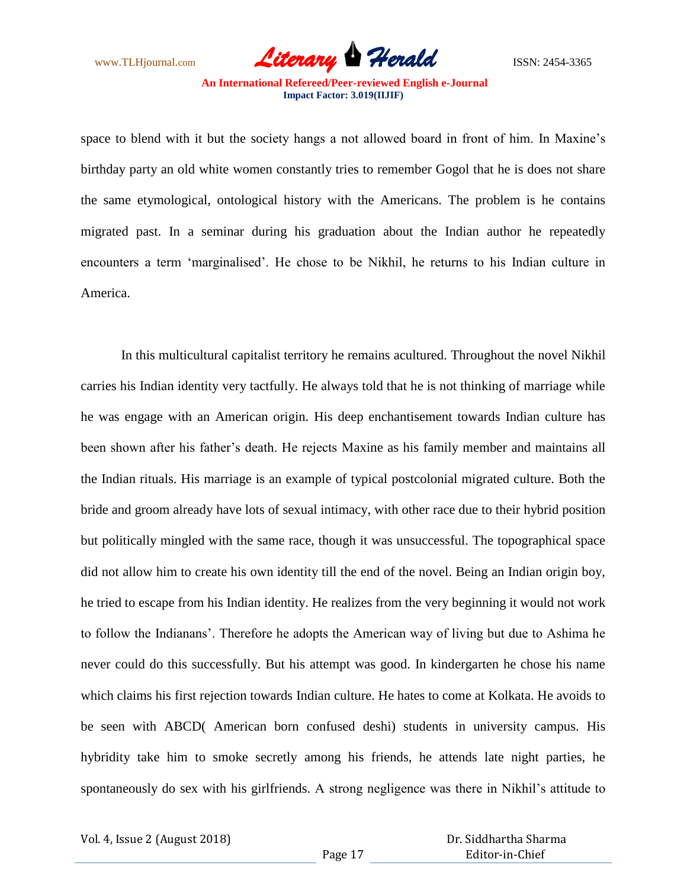space to blend with it but the society hangs a not allowed board in front of him. In Maxine's birthday party an old white women constantly tries to remember Gogol that he is does not share the same etymological, ontological history with the Americans. The problem is he contains migrated past. In a seminar during his graduation about the Indian author he repeatedly encounters a term 'marginalised'. He chose to be Nikhil, he returns to his Indian culture in America.

In this multicultural capitalist territory he remains acultured. Throughout the novel Nikhil carries his Indian identity very tactfully. He always told that he is not thinking of marriage while he was engage with an American origin. His deep enchantisement towards Indian culture has been shown after his father's death. He rejects Maxine as his family member and maintains all the Indian rituals. His marriage is an example of typical postcolonial migrated culture. Both the bride and groom already have lots of sexual intimacy, with other race due to their hybrid position but politically mingled with the same race, though it was unsuccessful. The topographical space did not allow him to create his own identity till the end of the novel. Being an Indian origin boy, he tried to escape from his Indian identity. He realizes from the very beginning it would not work to follow the Indianans'. Therefore he adopts the American way of living but due to Ashima he never could do this successfully. But his attempt was good. In kindergarten he chose his name which claims his first rejection towards Indian culture. He hates to come at Kolkata. He avoids to be seen with ABCD( American born confused deshi) students in university campus. His hybridity take him to smoke secretly among his friends, he attends late night parties, he spontaneously do sex with his girlfriends. A strong negligence was there in Nikhil's attitude to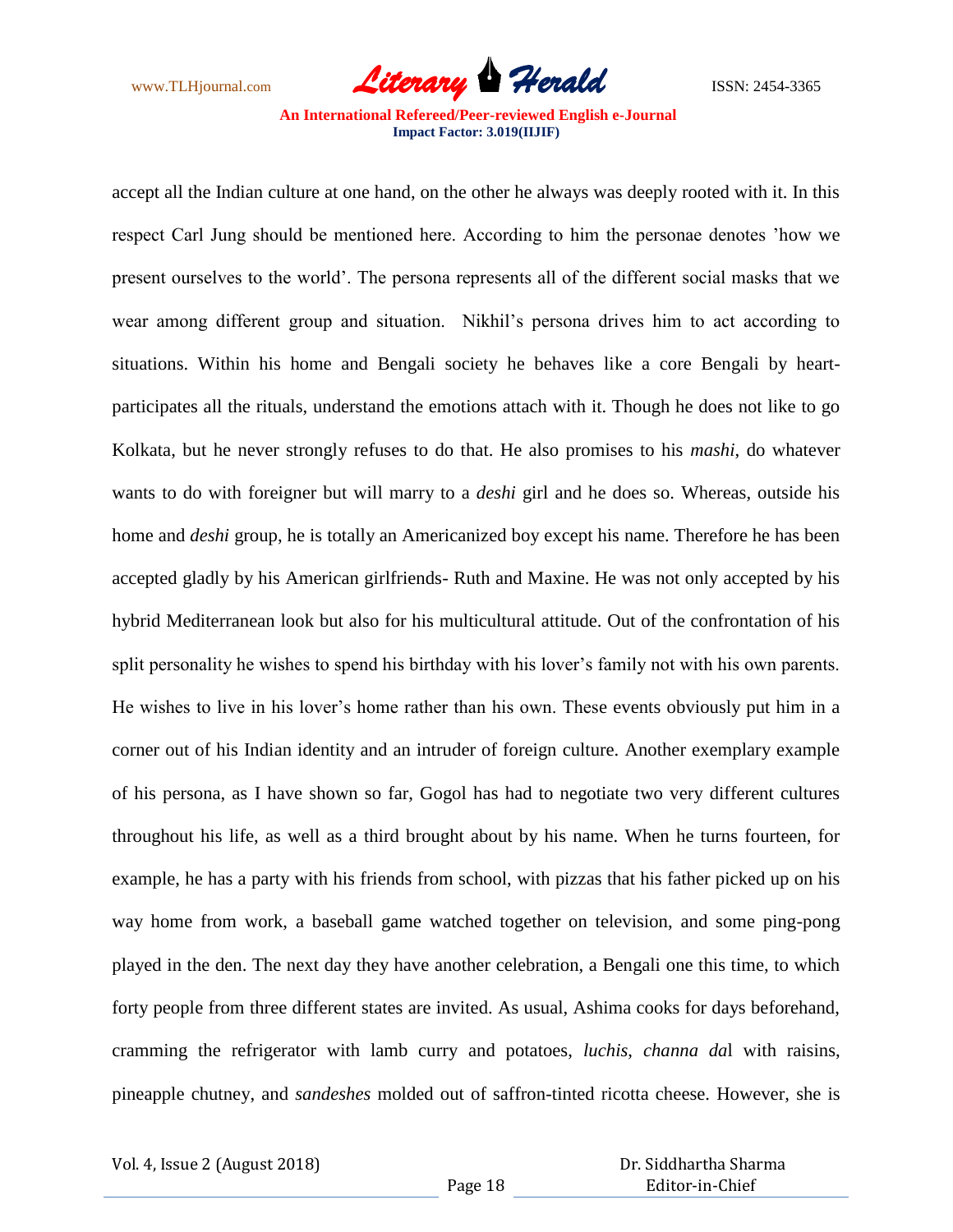accept all the Indian culture at one hand, on the other he always was deeply rooted with it. In this respect Carl Jung should be mentioned here. According to him the personae denotes 'how we present ourselves to the world'. The persona represents all of the different social masks that we wear among different group and situation. Nikhil's persona drives him to act according to situations. Within his home and Bengali society he behaves like a core Bengali by heart- participates all the rituals, understand the emotions attach with it. Though he does not like to go Kolkata, but he never strongly refuses to do that. He also promises to his *mashi*, do whatever wants to do with foreigner but will marry to a *deshi* girl and he does so. Whereas, outside his home and *deshi* group, he is totally an Americanized boy except his name. Therefore he has been accepted gladly by his American girlfriends- Ruth and Maxine. He was not only accepted by his hybrid Mediterranean look but also for his multicultural attitude. Out of the confrontation of his split personality he wishes to spend his birthday with his lover's family not with his own parents. He wishes to live in his lover's home rather than his own. These events obviously put him in a corner out of his Indian identity and an intruder of foreign culture. Another exemplary example of his persona, as I have shown so far, Gogol has had to negotiate two very different cultures throughout his life, as well as a third brought about by his name. When he turns fourteen, for example, he has a party with his friends from school, with pizzas that his father picked up on his way home from work, a baseball game watched together on television, and some ping-pong played in the den. The next day they have another celebration, a Bengali one this time, to which forty people from three different states are invited. As usual, Ashima cooks for days beforehand, cramming the refrigerator with lamb curry and potatoes, *luchis*, *channa da*l with raisins, pineapple chutney, and *sandeshes* molded out of saffron-tinted ricotta cheese. However, she is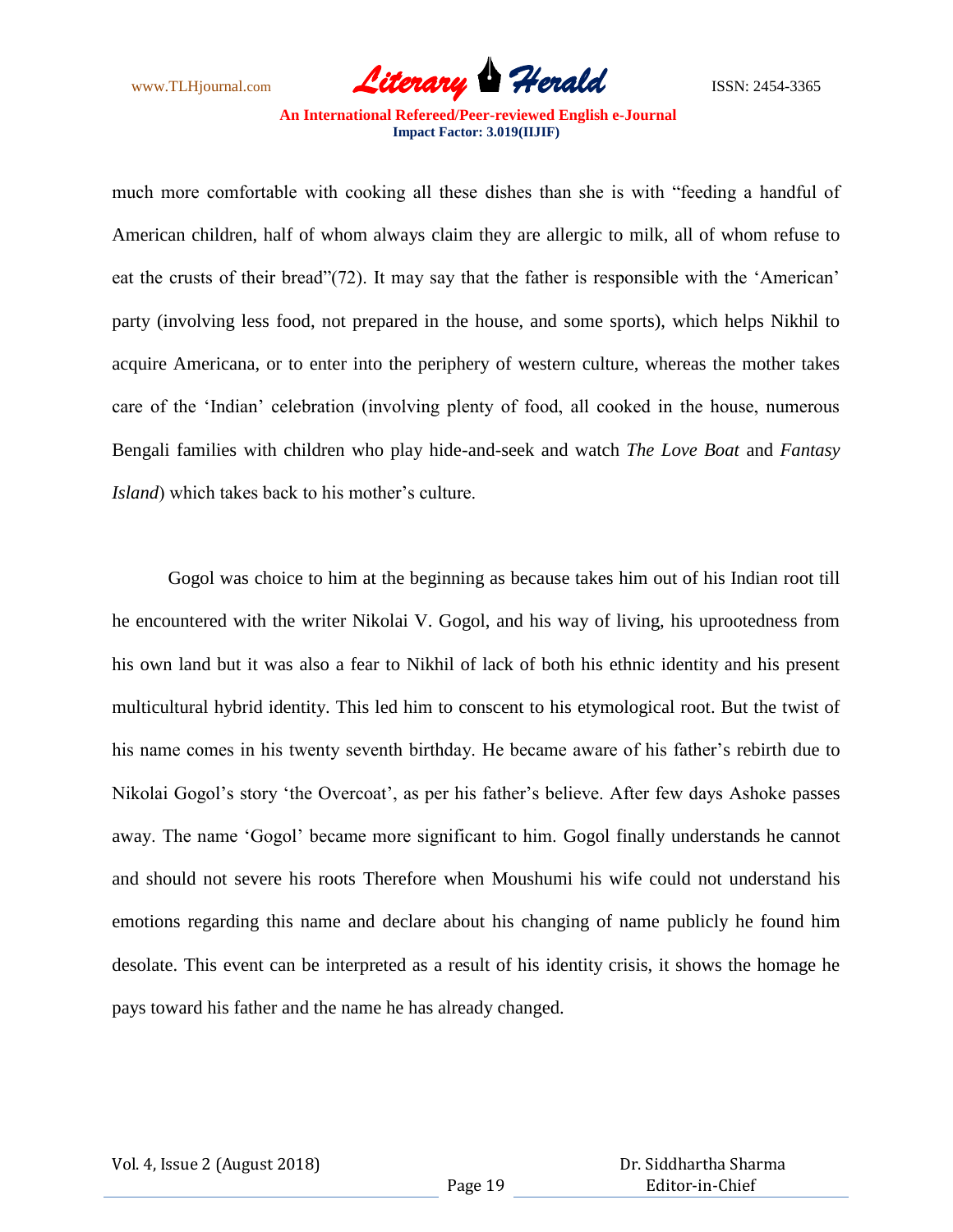much more comfortable with cooking all these dishes than she is with "feeding a handful of American children, half of whom always claim they are allergic to milk, all of whom refuse to eat the crusts of their bread"(72). It may say that the father is responsible with the 'American' party (involving less food, not prepared in the house, and some sports), which helps Nikhil to acquire Americana, or to enter into the periphery of western culture, whereas the mother takes care of the 'Indian' celebration (involving plenty of food, all cooked in the house, numerous Bengali families with children who play hide-and-seek and watch *The Love Boat* and *Fantasy Island*) which takes back to his mother's culture.

Gogol was choice to him at the beginning as because takes him out of his Indian root till he encountered with the writer Nikolai V. Gogol, and his way of living, his uprootedness from his own land but it was also a fear to Nikhil of lack of both his ethnic identity and his present multicultural hybrid identity. This led him to conscent to his etymological root. But the twist of his name comes in his twenty seventh birthday. He became aware of his father's rebirth due to Nikolai Gogol's story 'the Overcoat', as per his father's believe. After few days Ashoke passes away. The name 'Gogol' became more significant to him. Gogol finally understands he cannot and should not severe his roots Therefore when Moushumi his wife could not understand his emotions regarding this name and declare about his changing of name publicly he found him desolate. This event can be interpreted as a result of his identity crisis, it shows the homage he pays toward his father and the name he has already changed.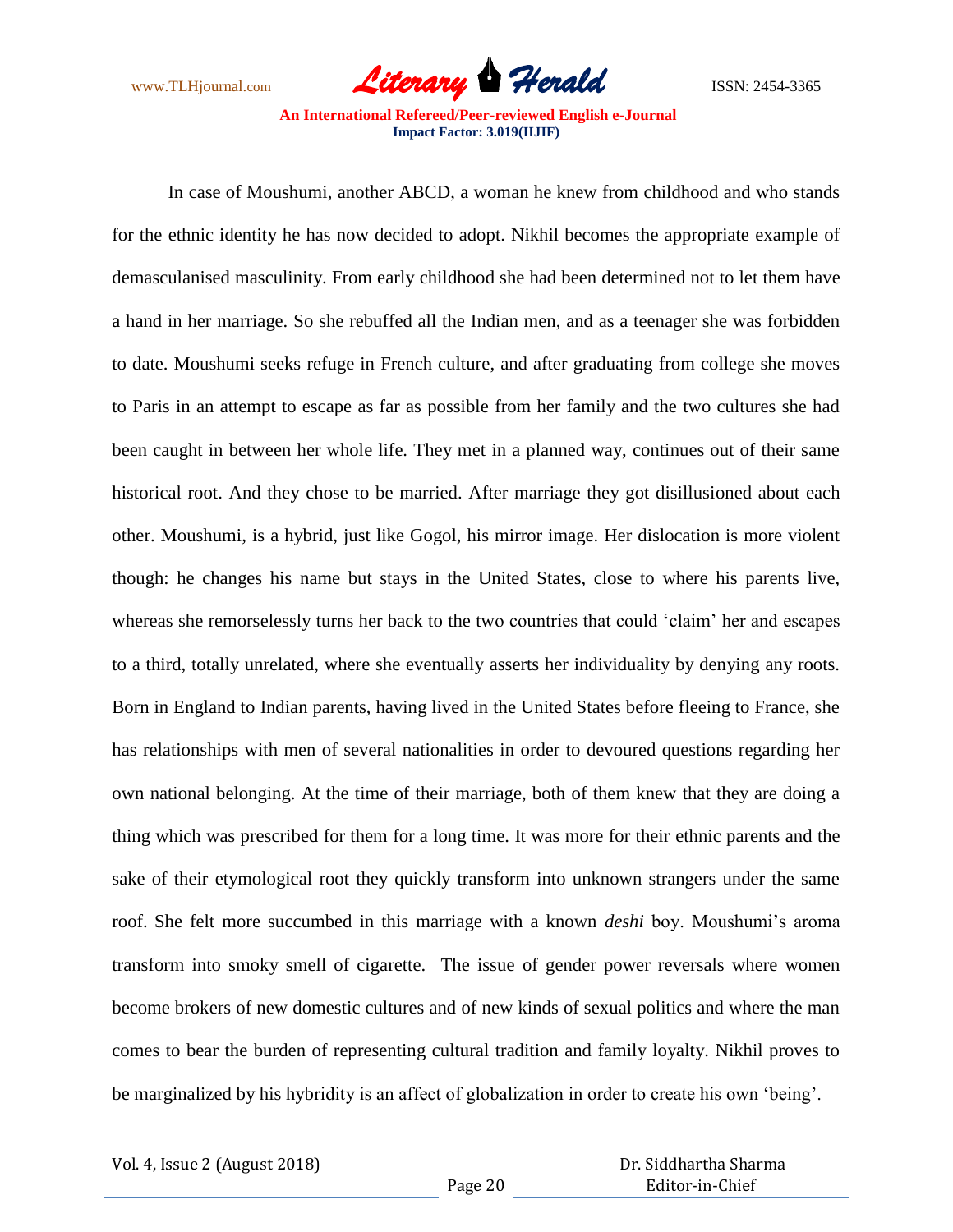In case of Moushumi, another ABCD, a woman he knew from childhood and who stands for the ethnic identity he has now decided to adopt. Nikhil becomes the appropriate example of demasculanised masculinity. From early childhood she had been determined not to let them have a hand in her marriage. So she rebuffed all the Indian men, and as a teenager she was forbidden to date. Moushumi seeks refuge in French culture, and after graduating from college she moves to Paris in an attempt to escape as far as possible from her family and the two cultures she had been caught in between her whole life. They met in a planned way, continues out of their same historical root. And they chose to be married. After marriage they got disillusioned about each other. Moushumi, is a hybrid, just like Gogol, his mirror image. Her dislocation is more violent though: he changes his name but stays in the United States, close to where his parents live, whereas she remorselessly turns her back to the two countries that could 'claim' her and escapes to a third, totally unrelated, where she eventually asserts her individuality by denying any roots. Born in England to Indian parents, having lived in the United States before fleeing to France, she has relationships with men of several nationalities in order to devoured questions regarding her own national belonging. At the time of their marriage, both of them knew that they are doing a thing which was prescribed for them for a long time. It was more for their ethnic parents and the sake of their etymological root they quickly transform into unknown strangers under the same roof. She felt more succumbed in this marriage with a known *deshi* boy. Moushumi's aroma transform into smoky smell of cigarette. The issue of gender power reversals where women become brokers of new domestic cultures and of new kinds of sexual politics and where the man comes to bear the burden of representing cultural tradition and family loyalty. Nikhil proves to be marginalized by his hybridity is an affect of globalization in order to create his own 'being'.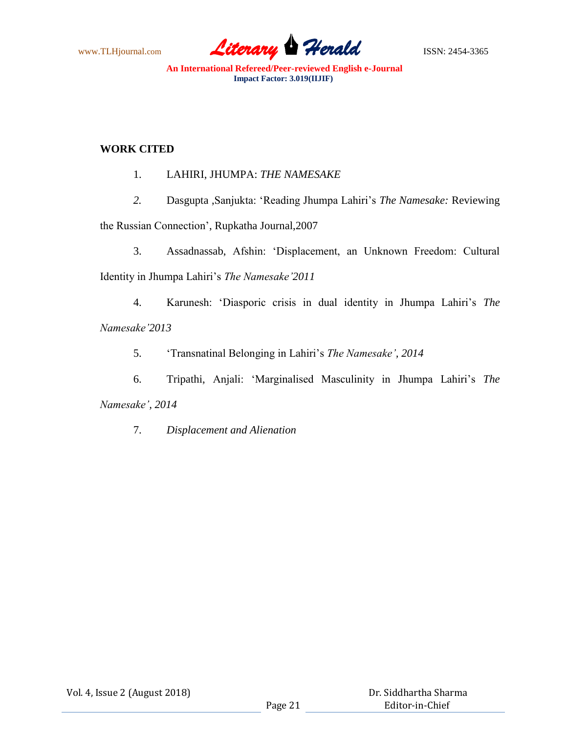**WORK CITED**

1. LAHIRI, JHUMPA: *THE NAMESAKE*

*2.* Dasgupta ,Sanjukta: 'Reading Jhumpa Lahiri's *The Namesake:* Reviewing the Russian Connection', Rupkatha Journal,2007

3. Assadnassab, Afshin: 'Displacement, an Unknown Freedom: Cultural Identity in Jhumpa Lahiri's *The Namesake'2011*

4. Karunesh: 'Diasporic crisis in dual identity in Jhumpa Lahiri's *The Namesake'2013*

5. 'Transnatinal Belonging in Lahiri's *The Namesake', 2014*

6. Tripathi, Anjali: 'Marginalised Masculinity in Jhumpa Lahiri's *The Namesake', 2014*

7. *Displacement and Alienation*